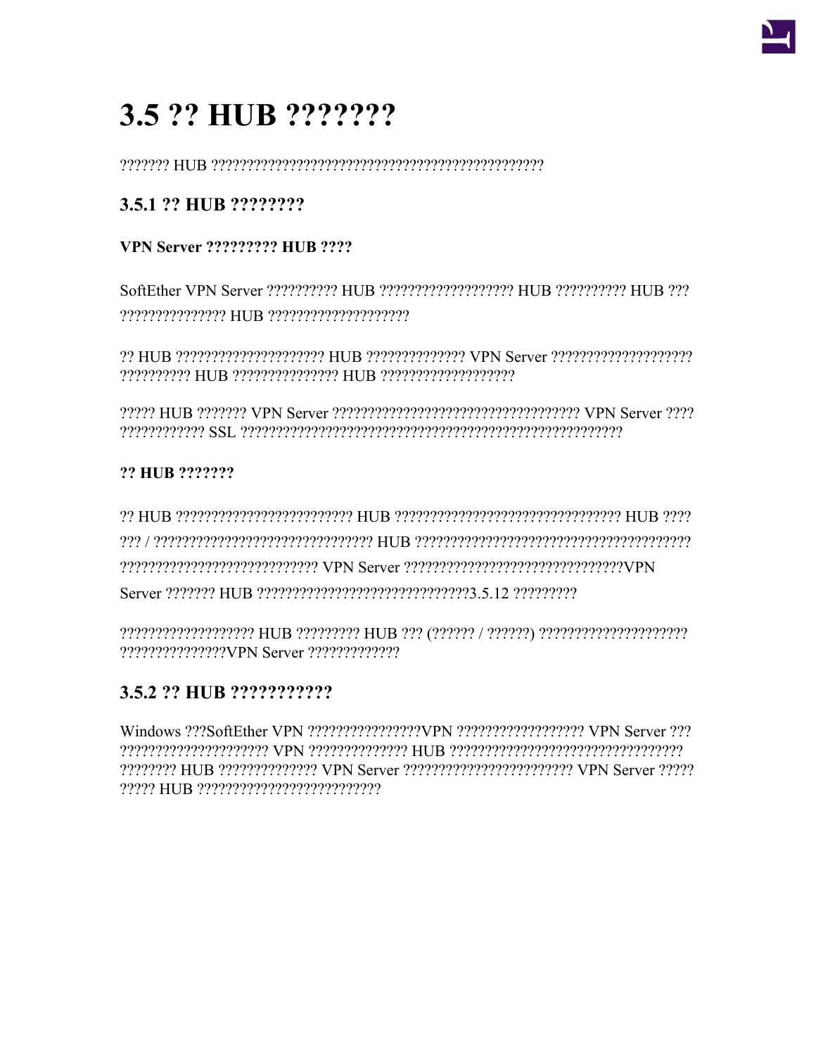# 3.5 ?? HUB ???????

??????? HUB ??????????????????????????????????????????????

## 3.5.1 ?? HUB ????????

### VPN Server ????????? HUB ????

SoftEther VPN Server ?????????? HUB ?????????????????? HUB ?????????? HUB ??? ??????????????? HUB ????????????????????

?? HUB ????????????????????? HUB ?????????????? VPN Server ???????????????????? ?????????? HUB ??????????????? HUB ???????????????????

????? HUB ??????? VPN Server ?????????????????????????????????? VPN Server ???? ???????????? SSL ????????????????????????????????????????????????????

### ?? HUB ???????

?? HUB ?????????????????????????? HUB ???????????????????????????????? HUB ???? ??? / ??????????????????????????????? HUB ?????????????????????????????????????? ????????????????????????????? VPN Server ??????????????????????????????VPN Server ??????? HUB ??????????????????????????????3.5.12 ?????????

??????????????????? HUB ????????? HUB ??? (?????? / ??????) ????????????????????? ???????????????VPN Server ?????????????

## 3.5.2 ?? HUB ???????????

Windows ???SoftEther VPN ????????????????VPN ?????????????????? VPN Server ??? ????????????????????? VPN ?????????????? HUB ????????????????????????????????? ???????? HUB ?????????????? VPN Server ???????????????????????? VPN Server ????? ????? HUB ??????????????????????????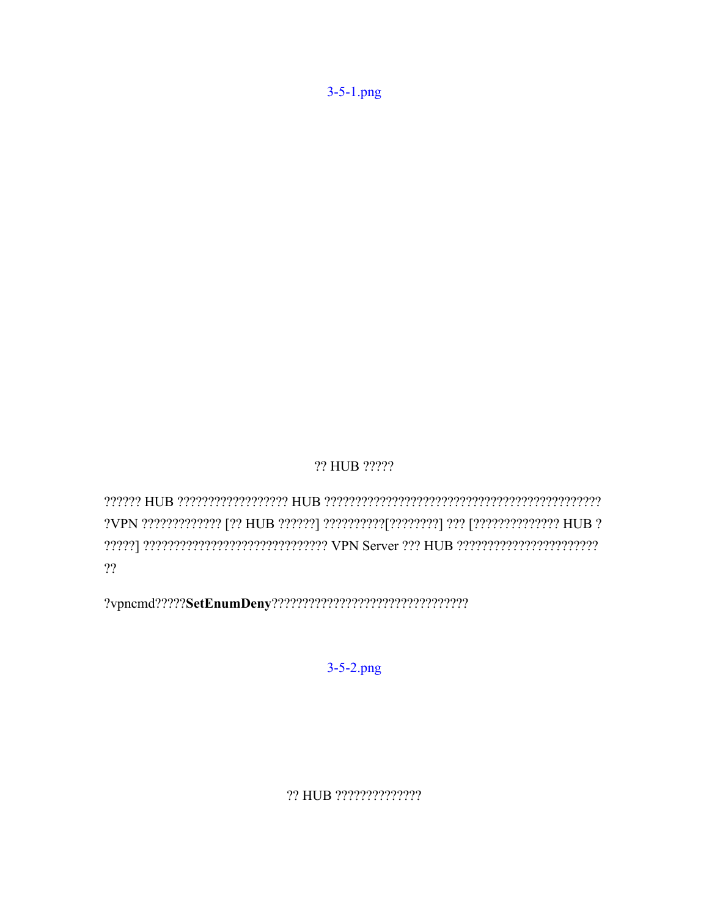3-5-1.png

?? HUB ?????

?????? HUB ?????????????????? HUB ????????????????????????????????????????????? ?VPN ????????????? [?? HUB ??????] ??????????[????????] ??? [?????????????? HUB ??????] ???????????????????????????? VPN Server ??? HUB ??????????????????????? ??

?vpncmd?????**SetEnumDeny**???????????????????????????????

3-5-2.png

?? HUB ??????????????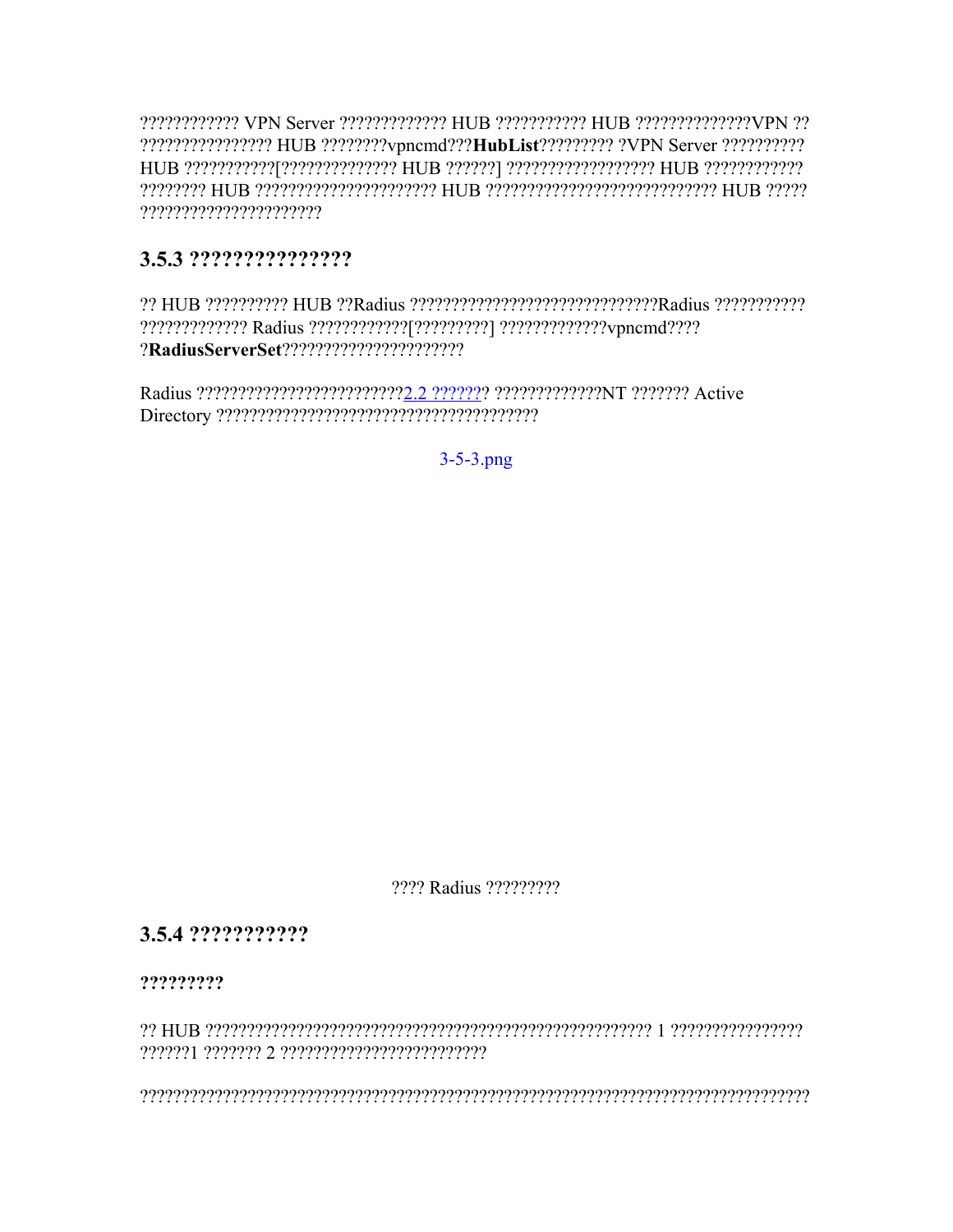???????????? VPN Server ????????????? HUB ??????????? HUB ??????????????VPN ?? ???????????????? HUB ????????vpncmd???**HubList**????????? ?VPN Server ?????????? HUB ???????????[?????????????? HUB ??????] ????????????????? HUB ???????????? ???????? HUB ????????????????????? HUB ??????????????????????????? HUB ????? ?????????????????????

## 3.5.3 ???????????????

?? HUB ?????????? HUB ??Radius ?????????????????????????????Radius ??????????? ????????????? Radius ????????????[?????????] ?????????????vpncmd???? ?**RadiusServerSet**?????????????????????

Radius ?????????????????????????2.2 ??????? ?????????????NT ??????? Active Directory ???????????????????????????????????????

3-5-3.png

???? Radius ?????????

## 3.5.4 ???????????

**?????????**

?? HUB ?????????????????????????????????????????????????????? 1 ???????????????? ??????1 ??????? 2 ????????????????????????

???????????????????????????????????????????????????????????????????????????????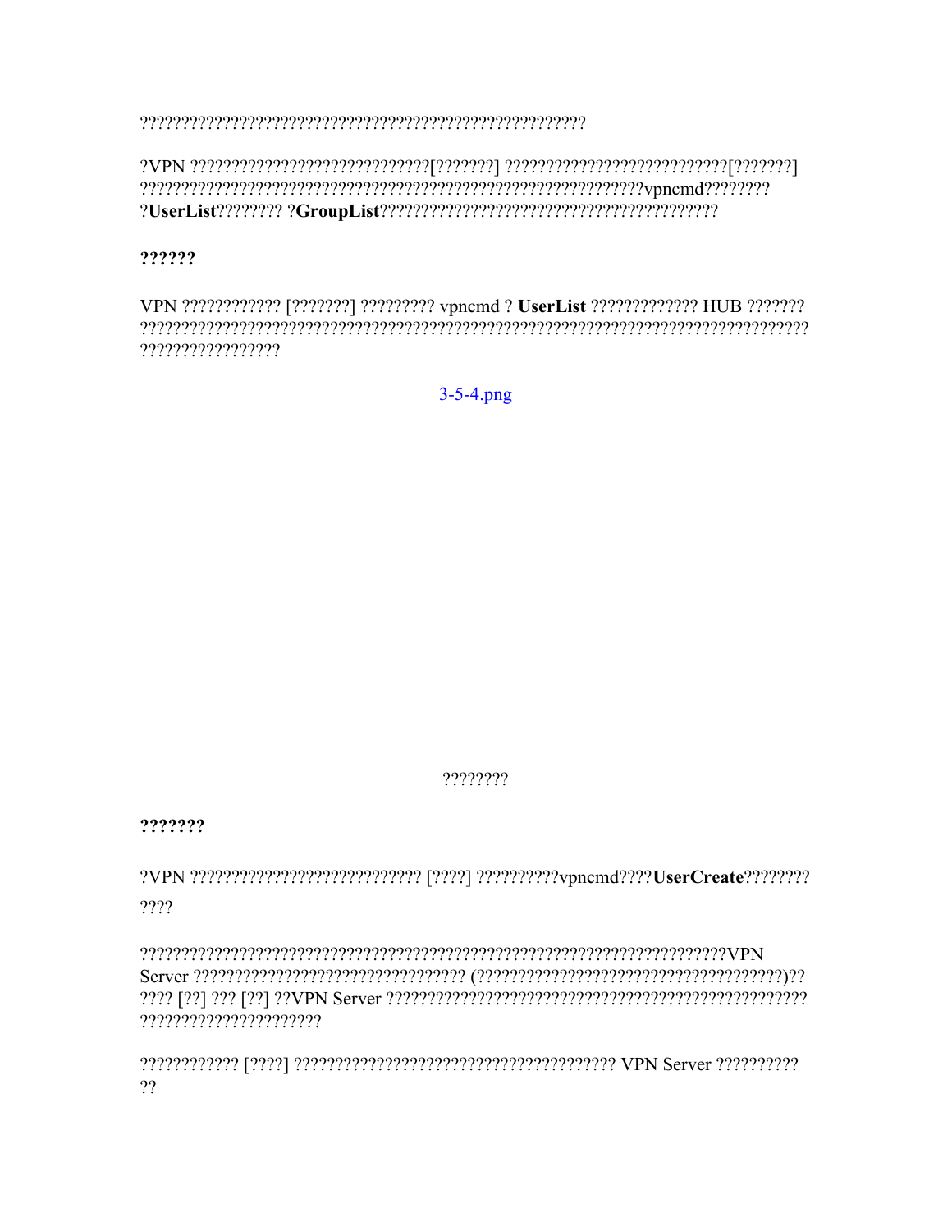??????????????????????????????????????????????????????

?VPN ?????????????????????????????[???????] ???????????????????????????[???????] ???????????????????????????????????????????????????????????vpncmd???????? ?**UserList**???????? ?**GroupList**??????????????????????????????????????????

**??????**

VPN ???????????? [???????] ????????? vpncmd ? **UserList** ????????????? HUB ??????? ????????????????????????????????????????????????????????????????????????????? ????????????????

3-5-4.png

????????

**???????**

?VPN ???????????????????????????? [????] ??????????vpncmd????**UserCreate**???????? ????

???????????????????????????????????????????????????????????????????????VPN Server ?????????????????????????????????? (????????????????????????????????????)?? ???? [??] ??? [??] ??VPN Server ??????????????????????????????????????????????????? ??????????????????????

???????????? [????] ?????????????????????????????????????? VPN Server ?????????? ??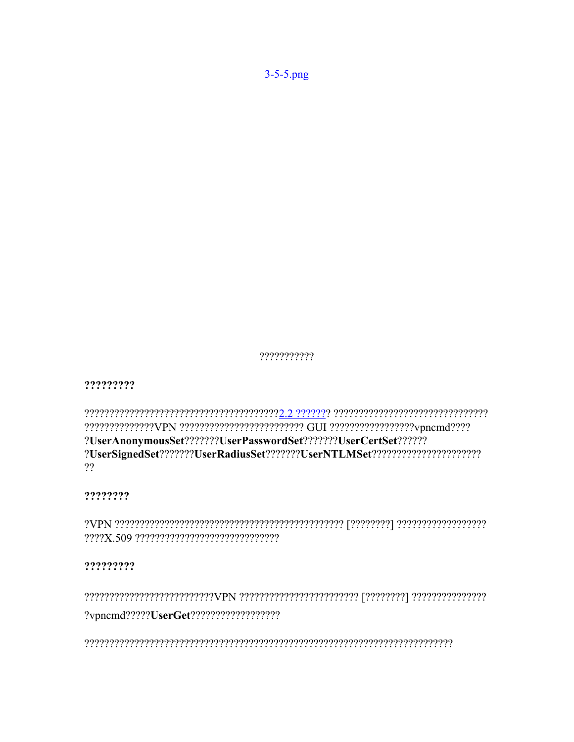3-5-5.png

???????????

**?????????**

???????????????????????????????????????2.2 ??????? ??????????????????????????????
??????????????VPN ???????????????????????? GUI ?????????????????vpncmd????
?**UserAnonymousSet**???????**UserPasswordSet**???????**UserCertSet**??????
?**UserSignedSet**???????**UserRadiusSet**???????**UserNTLMSet**?????????????????????
??

**????????**

?VPN ?????????????????????????????????????????????? [????????] ??????????????????
????X.509 ????????????????????????????

**?????????**

??????????????????????????VPN ??????????????????????? [????????] ???????????????

?vpncmd?????**UserGet**??????????????????

??????????????????????????????????????????????????????????????????????????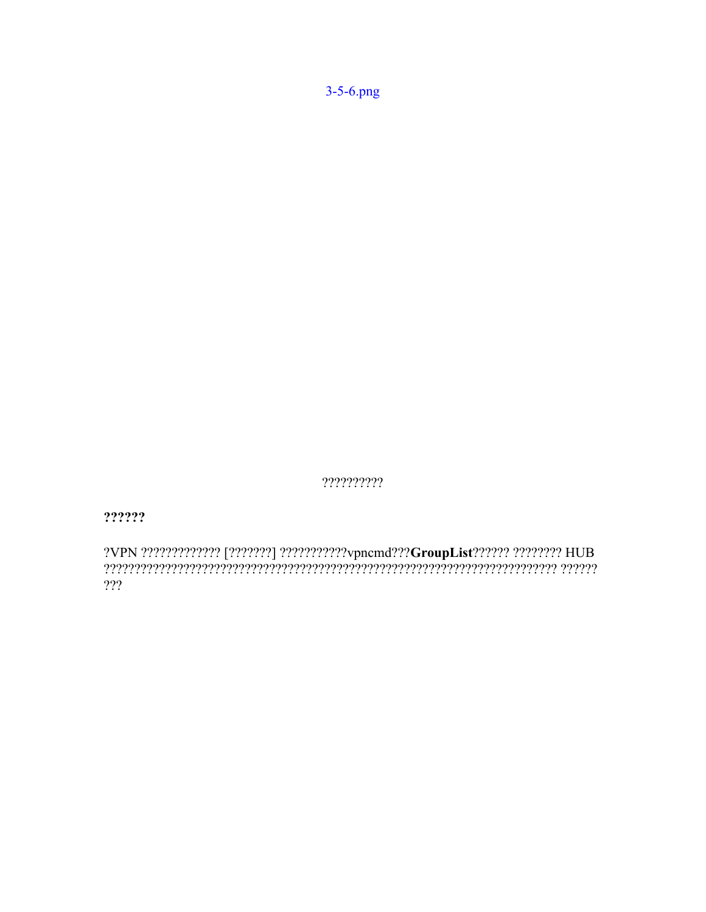3-5-6.png

?????????

**??????**

?VPN ????????????? [???????] ???????????vpncmd???**GroupList**?????? ???????? HUB ????????????????????????????????????????????????????????????????????? ?????? ???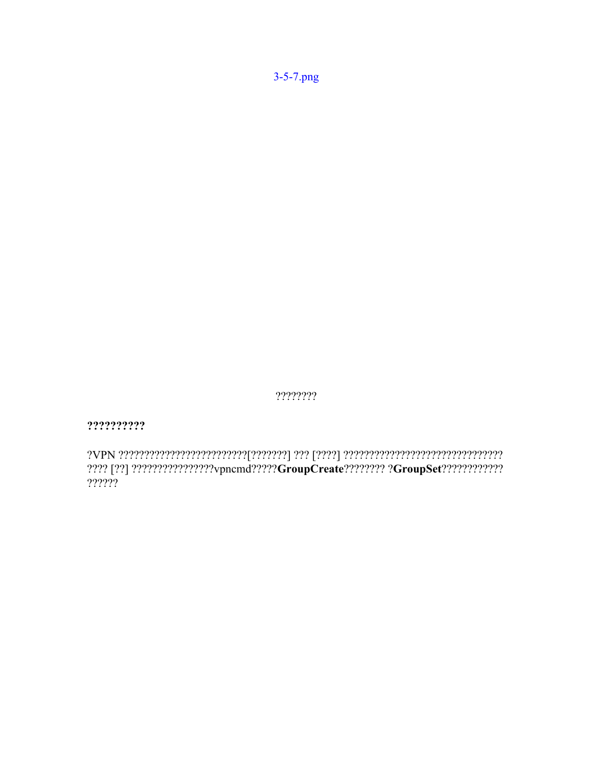3-5-7.png

????????

**??????????**

?VPN ?????????????????????????[???????] ??? [????] ?????????????????????????????? ???? [??] ???????????????vpncmd?????**GroupCreate**???????? ?**GroupSet**??????????? ??????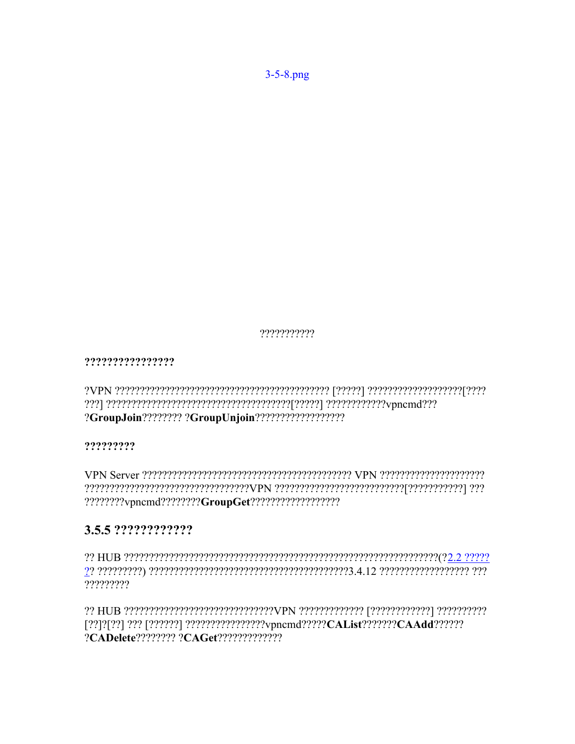3-5-8.png

???????????

**????????????????**

?VPN ??????????????????????????????????????????? [?????] ???????????????????[???????] ?????????????????????????????????????[?????] ????????????vpncmd????GroupJoin???????? ?**GroupUnjoin**??????????????????

**?????????**

VPN Server ??????????????????????????????????????????? VPN ?????????????????????????????????????????????????????????VPN ??????????????????????????[???????????] ???????????vpncmd????????**GroupGet**??????????????????

## 3.5.5 ????????????

?? HUB ????????????????????????????????????????????????????????????????(?2.2 ???????? ?????????) ?????????????????????????????????????????3.4.12 ????????????????? ?????????????

?? HUB ??????????????????????????????VPN ????????????? [????????????] ??????????[??]?[??] ??? [??????] ????????????????vpncmd?????**CAList**???????**CAAdd**???????**CADelete**???????? ?**CAGet**?????????????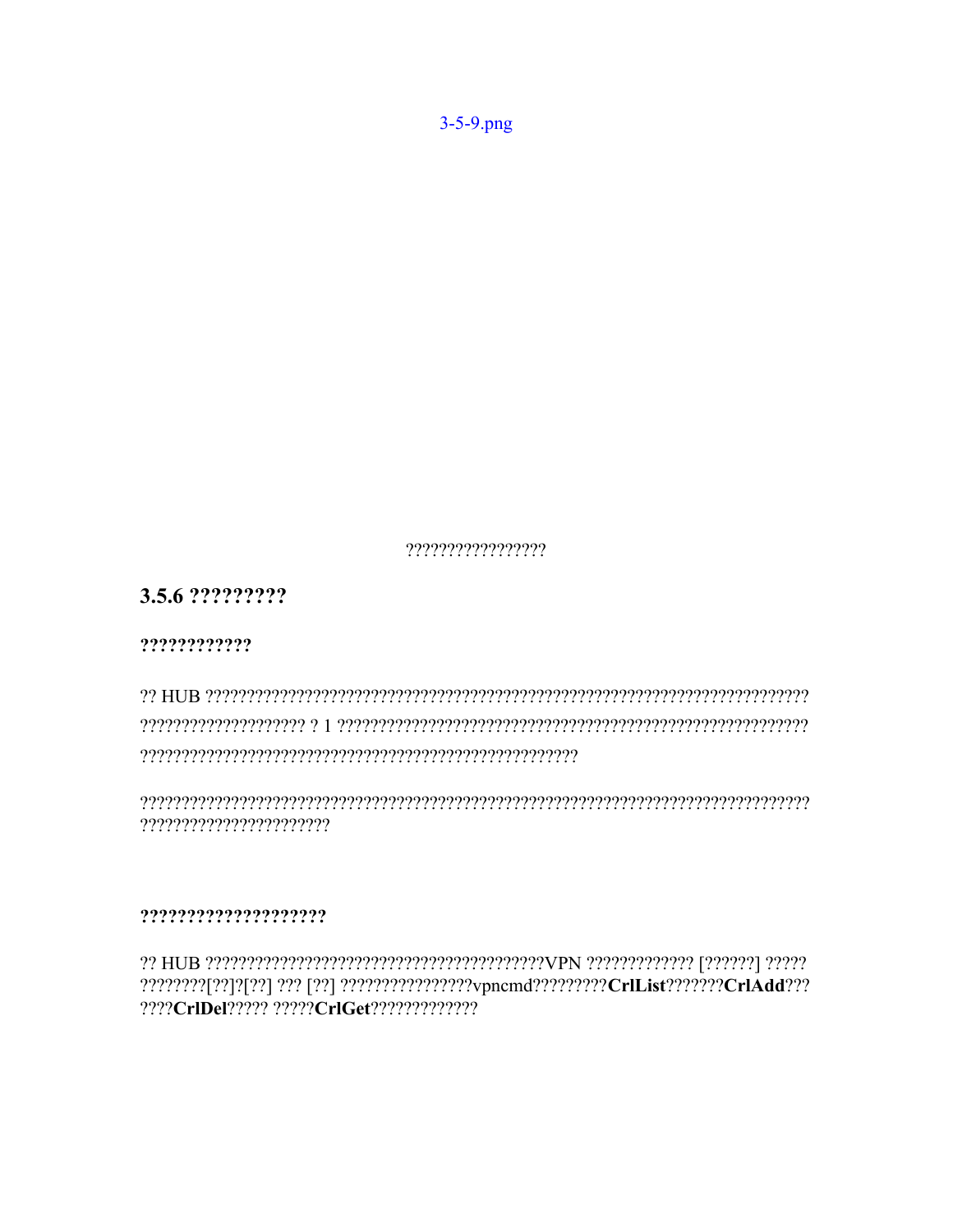3-5-9.png

????????????????

### 3.5.6 ?????????

**????????????**

?? HUB ??????????????????????????????????????????????????????????????????????????????????????????? ? 1 ??????????????????????????????????????????????????????????????????????????????????????????????????????????

????????????????????????????????????????????????????????????????????????????????????????????????????????

**???????????????????**

?? HUB ?????????????????????????????????????????VPN ????????????? [??????] ????? ????????[??]?[??] ??? [??] ????????????????vpncmd?????????**CrlList**???????**CrlAdd**??? ????**CrlDel**????? ?????**CrlGet**?????????????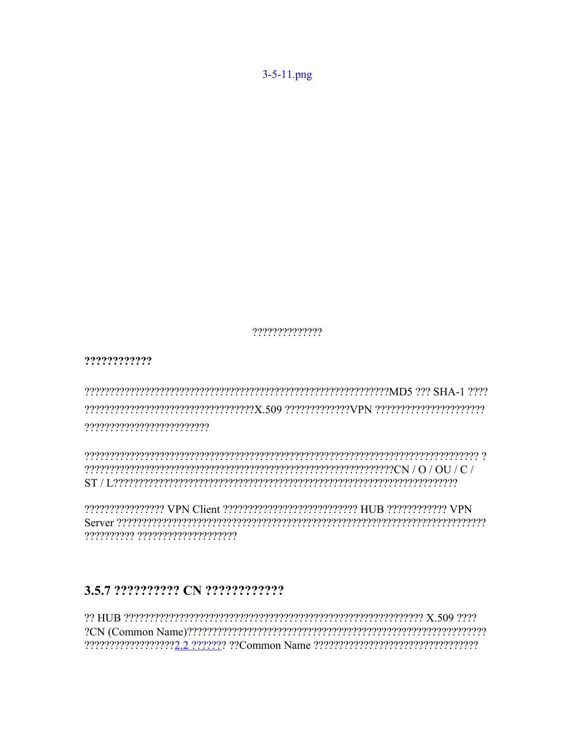3-5-11.png

??????????????

**????????????**

?????????????????????????????????????????????????????????????MD5 ??? SHA-1 ???? ??????????????????????????????????X.509 ?????????????VPN ?????????????????????? ?????????????????????????

????????????????????????????????????????????????????????????????????????????? ? ????????????????????????????????????????????????????????????CN / O / OU / C / ST / L????????????????????????????????????????????????????????????????????

???????????????? VPN Client ??????????????????????????? HUB ???????????? VPN Server ????????????????????????????????????????????????????????????????????????? ?????????? ????????????????????

## 3.5.7 ?????????? CN ????????????

?? HUB ?????????????????????????????????????????????????????????????? X.509 ???? ?CN (Common Name)????????????????????????????????????????????????????????????? ??????????????????2.2 ??????? ??Common Name ?????????????????????????????????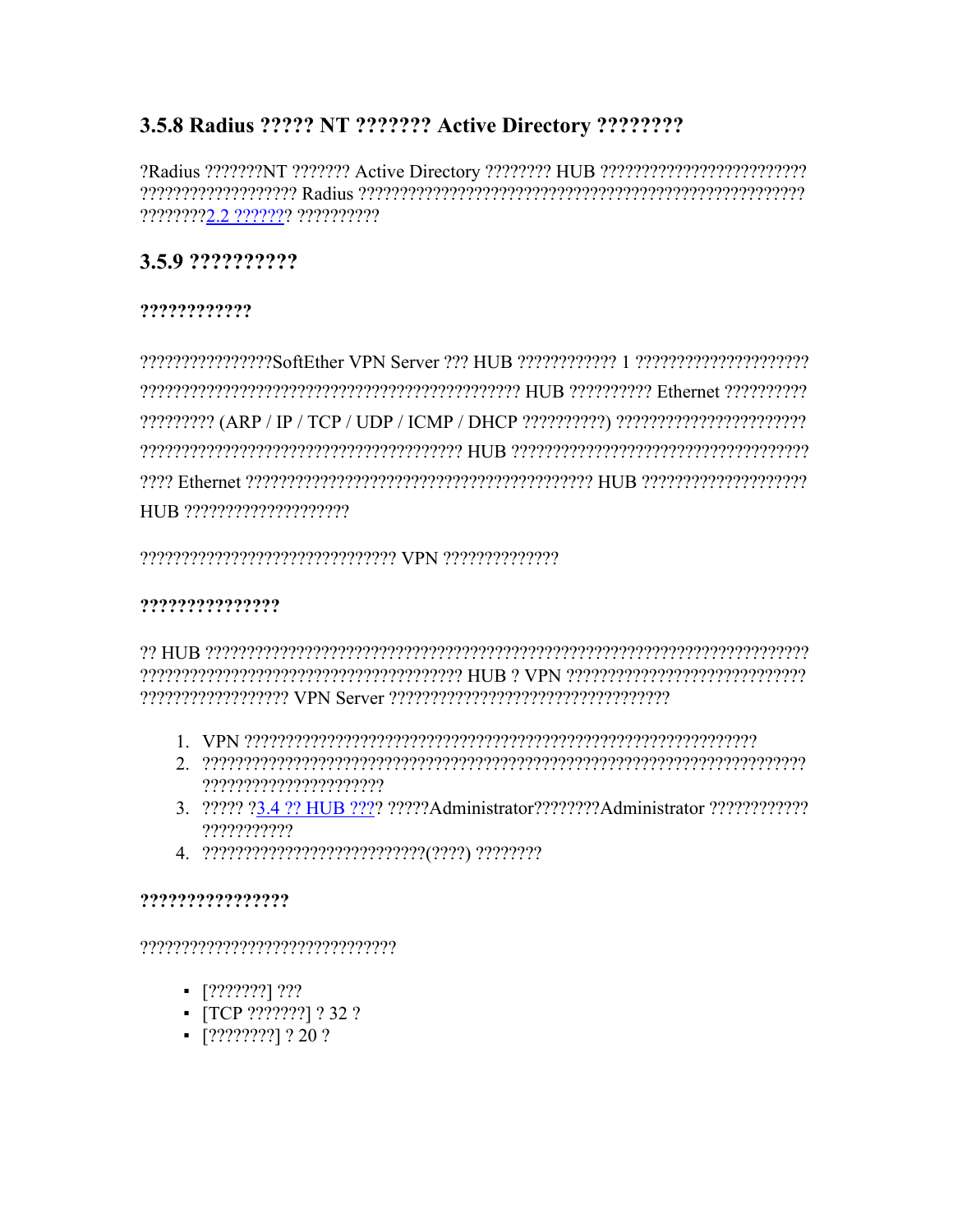## 3.5.8 Radius ????? NT ??????? Active Directory ????????

?Radius ???????NT ??????? Active Directory ???????? HUB ???????????????????????? ??????????????????? Radius ?????????????????????????????????????????????????????? ????????[2.2 ??????]? ??????????

## 3.5.9 ??????????

### ????????????

???????????????SoftEther VPN Server ??? HUB ???????????? 1 ????????????????????? ???????????????????????????????????????????????? HUB ?????????? Ethernet ?????????? ????????? (ARP / IP / TCP / UDP / ICMP / DHCP ??????????) ??????????????????????? ??????????????????????????????????????? HUB ??????????????????????????????????? ???? Ethernet ?????????????????????????????????????????? HUB ???????????????????? HUB ????????????????????

?????????????????????????????? VPN ??????????????

### ???????????????

?? HUB ??????????????????????????????????????????????????????????????????????? ??????????????????????????????????????? HUB ? VPN ????????????????????????????? ????????????????? VPN Server ?????????????????????????????????

1. VPN ??????????????????????????????????????????????????????????????
2. ???????????????????????????????????????????????????????????????????????? ??????????????????????
3. ????? ?[3.4 ?? HUB ???]? ?????Administrator????????Administrator ???????????? ???????????
4. ???????????????????????????(????) ????????

### ????????????????

??????????????????????????????

- [???????] ???
- [TCP ???????] ? 32 ?
- [????????] ? 20 ?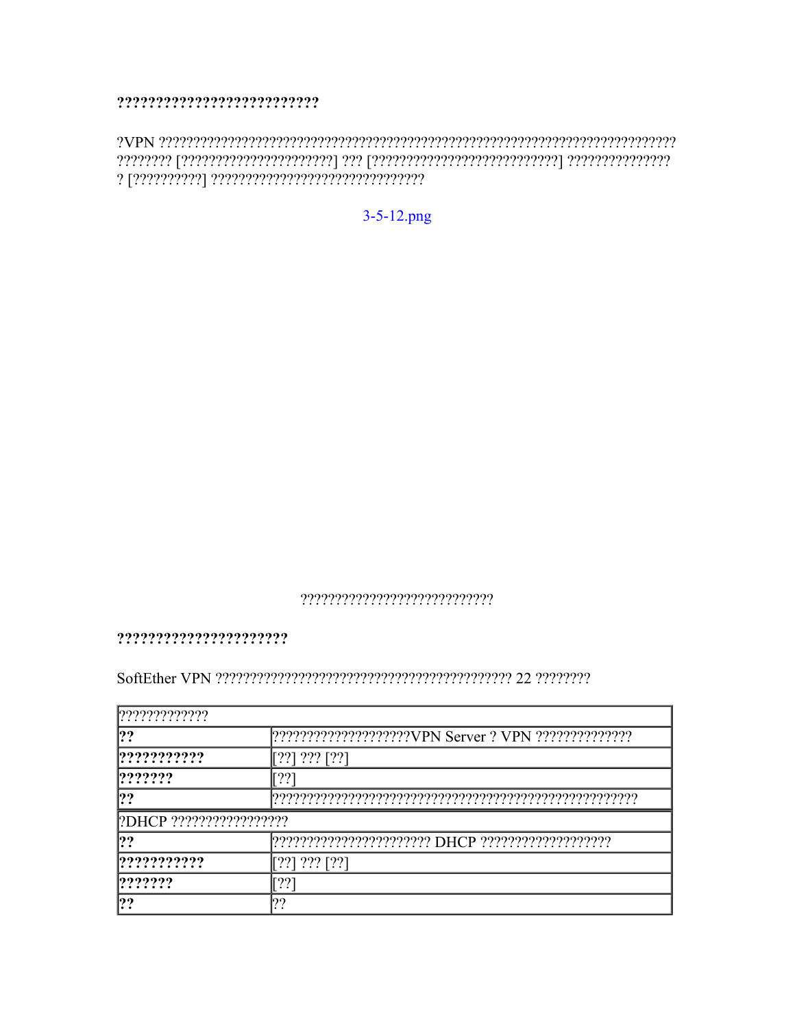**??????????????????????????**

?VPN ?????????????????????????????????????????????????????????????????????????? ???????? [??????????????????????] ??? [???????????????????????????] ??????????????? ? [??????????] ??????????????????????????????

3-5-12.png

???????????????????????????

**??????????????????????**

SoftEther VPN ??????????????????????????????????????????? 22 ????????

| ????????????? | |
|---|---|
| **??** | ????????????????????VPN Server ? VPN ?????????????? |
| **???????????** | [??] ??? [??] |
| **???????** | [??] |
| **??** | ????????????????????????????????????????????????????? |
| ?DHCP ????????????????? | |
| **??** | ??????????????????????? DHCP ??????????????????? |
| **???????????** | [??] ??? [??] |
| **???????** | [??] |
| **??** | ?? |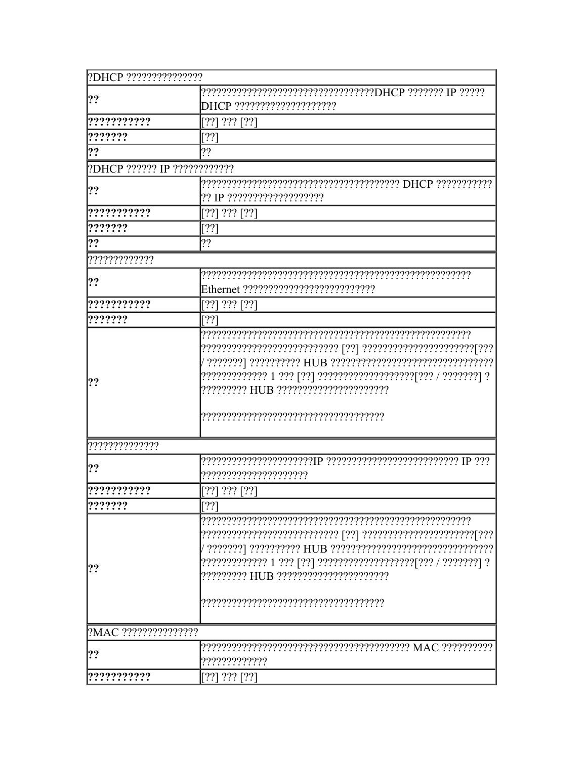| ?DHCP ??????????????? | |
|---|---|
| **??** | ??????????????????????????????????DHCP ??????? IP ????? DHCP ??????????????????? |
| **???????????** | [??] ??? [??] |
| **???????** | [??] |
| **??** | ?? |
| ?DHCP ?????? IP ???????????? | |
| **??** | ?????????????????????????????????????? DHCP ??????????? ?? IP ??????????????????? |
| **???????????** | [??] ??? [??] |
| **???????** | [??] |
| **??** | ?? |
| ????????????? | |
| **??** | ????????????????????????????????????????????????????? Ethernet ????????????????????????? |
| **???????????** | [??] ??? [??] |
| **???????** | [??] |
| **??** | ????????????????????????????????????????????????????? ??????????????????????????? [??] ?????????????????????[??? / ???????] ?????????? HUB ??????????????????????????????? ????????????? 1 ??? [??] ??????????????????[??? / ???????] ? ????????? HUB ?????????????????????<br><br>????????????????????????????????????? |
| ?????????????? | |
| **??** | ??????????????????????IP ????????????????????????? IP ??? ????????????????????? |
| **???????????** | [??] ??? [??] |
| **???????** | [??] |
| **??** | ????????????????????????????????????????????????????? ??????????????????????????? [??] ?????????????????????[??? / ???????] ?????????? HUB ??????????????????????????????? ????????????? 1 ??? [??] ??????????????????[??? / ???????] ? ????????? HUB ?????????????????????<br><br>????????????????????????????????????? |
| ?MAC ??????????????? | |
| **??** | ????????????????????????????????????????? MAC ?????????? ????????????? |
| **???????????** | [??] ??? [??] |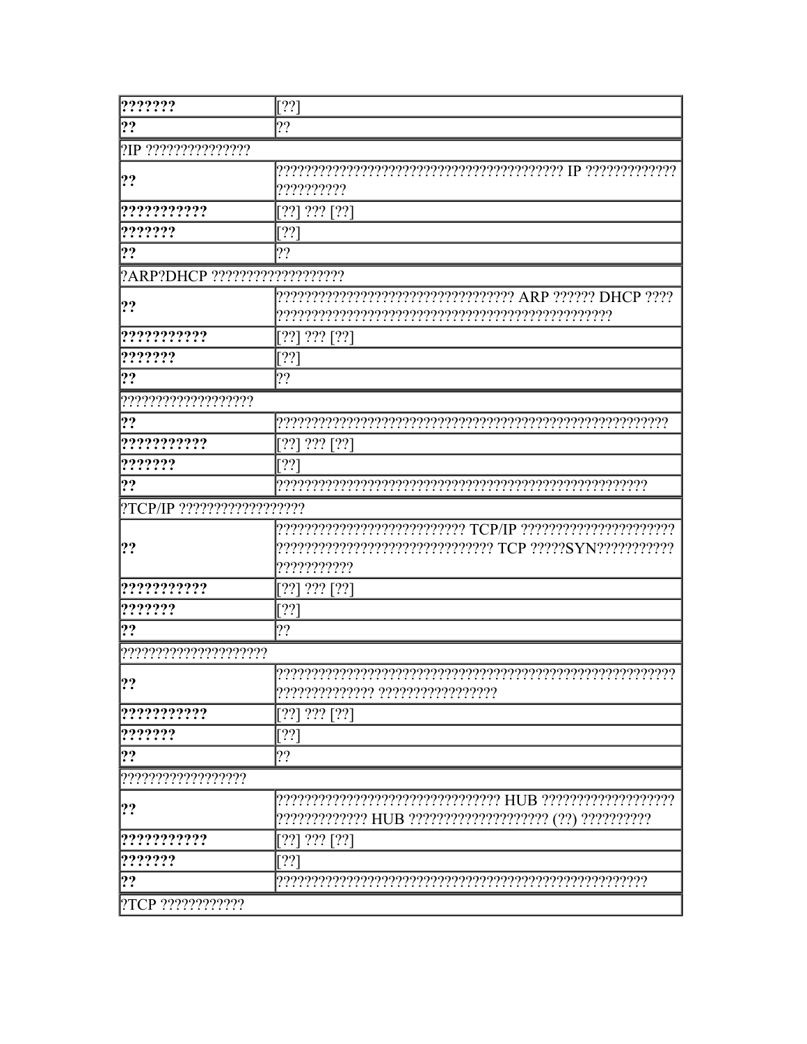| ??????? | [??] |
| --- | --- |
| ?? | ?? |
| ?IP ??????????????? | |
| ?? | ???????????????????????????????????????? IP ????????????? ?????????? |
| ??????????? | [??] ??? [??] |
| ??????? | [??] |
| ?? | ?? |
| ?ARP?DHCP ??????????????????? | |
| ?? | ?????????????????????????????????? ARP ?????? DHCP ???? ????????????????????????????????????????????????? |
| ??????????? | [??] ??? [??] |
| ??????? | [??] |
| ?? | ?? |
| ??????????????????? | |
| ?? | ????????????????????????????????????????????????????????? |
| ??????????? | [??] ??? [??] |
| ??????? | [??] |
| ?? | ?????????????????????????????????????????????????????? |
| ?TCP/IP ?????????????????? | |
| ?? | ??????????????????????????? TCP/IP ?????????????????????? ??????????????????????????????? TCP ?????SYN??????????? ??????????? |
| ??????????? | [??] ??? [??] |
| ??????? | [??] |
| ?? | ?? |
| ????????????????????? | |
| ?? | ?????????????????????????????????????????????????????????? ?????????????? ????????????????? |
| ??????????? | [??] ??? [??] |
| ??????? | [??] |
| ?? | ?? |
| ?????????????????? | |
| ?? | ???????????????????????????????? HUB ??????????????????? ????????????? HUB ???????????????????? (??) ?????????? |
| ??????????? | [??] ??? [??] |
| ??????? | [??] |
| ?? | ?????????????????????????????????????????????????????? |
| ?TCP ???????????? | |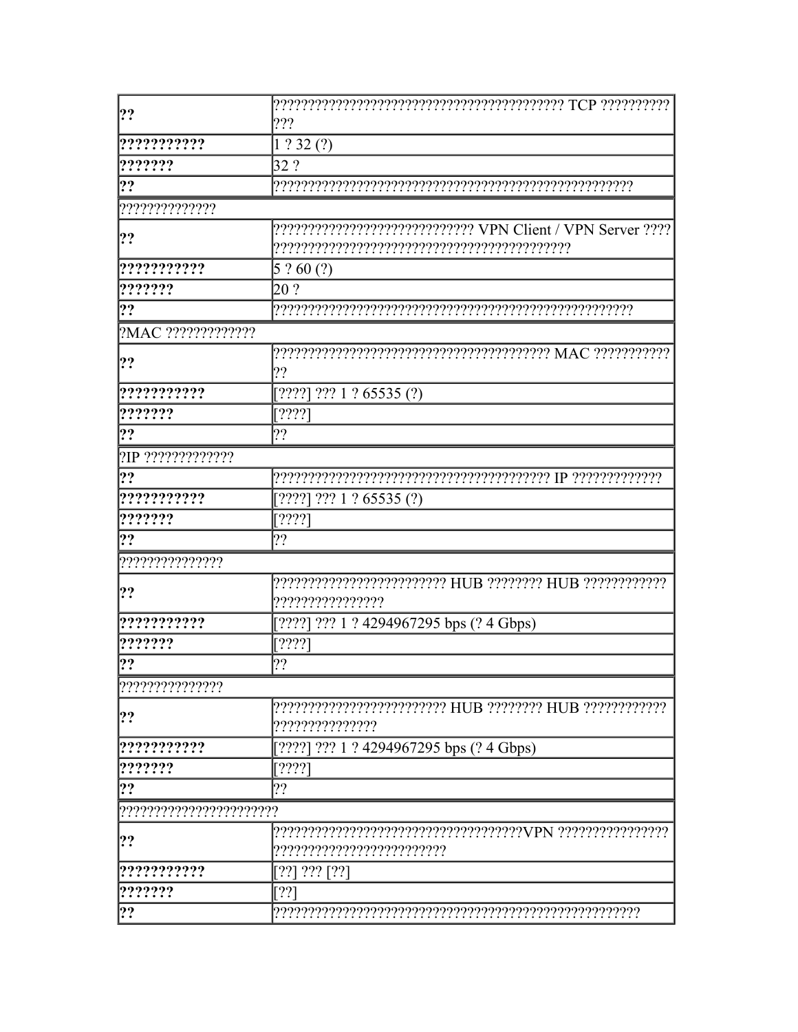| | |
|---|---|
| **??** | ?????????????????????????????????????????? TCP ?????????? ??? |
| **???????????** | 1 ? 32 (?) |
| **???????** | 32 ? |
| **??** | ???????????????????????????????????????????????????? |
| ?????????????? | |
| **??** | ????????????????????????????? VPN Client / VPN Server ???? ?????????????????????????????????????????? |
| **???????????** | 5 ? 60 (?) |
| **???????** | 20 ? |
| **??** | ???????????????????????????????????????????????????? |
| ?MAC ????????????? | |
| **??** | ?????????????????????????????????????? MAC ??????????? ?? |
| **???????????** | [????] ??? 1 ? 65535 (?) |
| **???????** | [????] |
| **??** | ?? |
| ?IP ????????????? | |
| **??** | ??????????????????????????????????????? IP ????????????? |
| **???????????** | [????] ??? 1 ? 65535 (?) |
| **???????** | [????] |
| **??** | ?? |
| ??????????????? | |
| **??** | ????????????????????????? HUB ???????? HUB ???????????? ???????????????? |
| **???????????** | [????] ??? 1 ? 4294967295 bps (? 4 Gbps) |
| **???????** | [????] |
| **??** | ?? |
| ??????????????? | |
| **??** | ????????????????????????? HUB ???????? HUB ???????????? ??????????????? |
| **???????????** | [????] ??? 1 ? 4294967295 bps (? 4 Gbps) |
| **???????** | [????] |
| **??** | ?? |
| ??????????????????????? | |
| **??** | ???????????????????????????????????VPN ???????????????? ????????????????????????? |
| **???????????** | [??] ??? [??] |
| **???????** | [??] |
| **??** | ????????????????????????????????????????????????????? |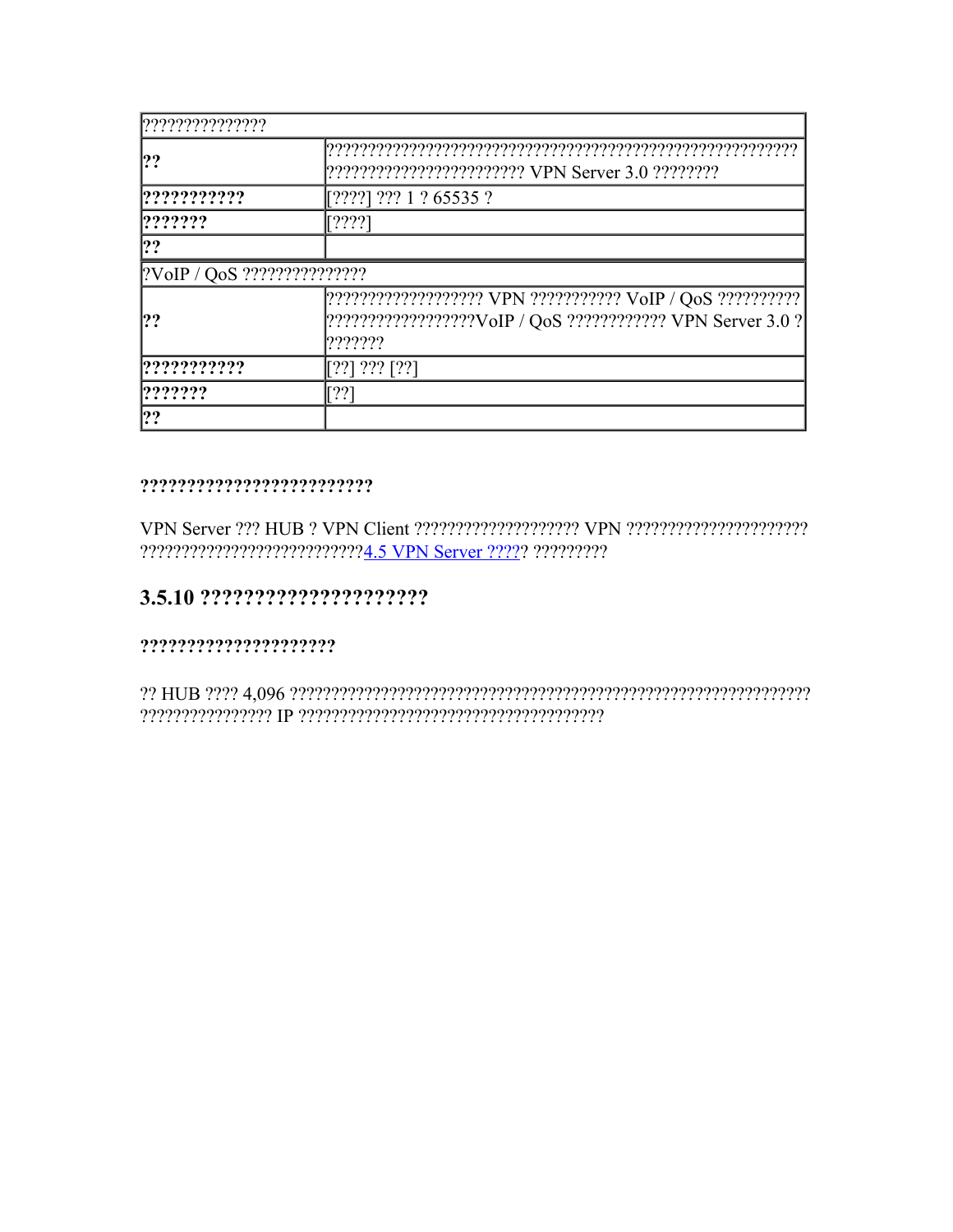| ??????????????? | |
|---|---|
| **??** | ???????????????????????????????????????????????????????? ??????????????????????? VPN Server 3.0 ???????? |
| **???????????** | [????] ??? 1 ? 65535 ? |
| **???????** | [????] |
| **??** | |
| ?VoIP / QoS ??????????????? | |
| **??** | ??????????????????? VPN ??????????? VoIP / QoS ?????????? ??????????????????VoIP / QoS ???????????? VPN Server 3.0 ? ??????? |
| **???????????** | [??] ??? [??] |
| **???????** | [??] |
| **??** | |

#### ?????????????????????????

VPN Server ??? HUB ? VPN Client ???????????????????? VPN ?????????????????????? ???????????????????????????4.5 VPN Server ?????? ?????????

## 3.5.10 ?????????????????????

#### ?????????????????????

?? HUB ???? 4,096 ?????????????????????????????????????????????????????????????? ???????????????? IP ????????????????????????????????????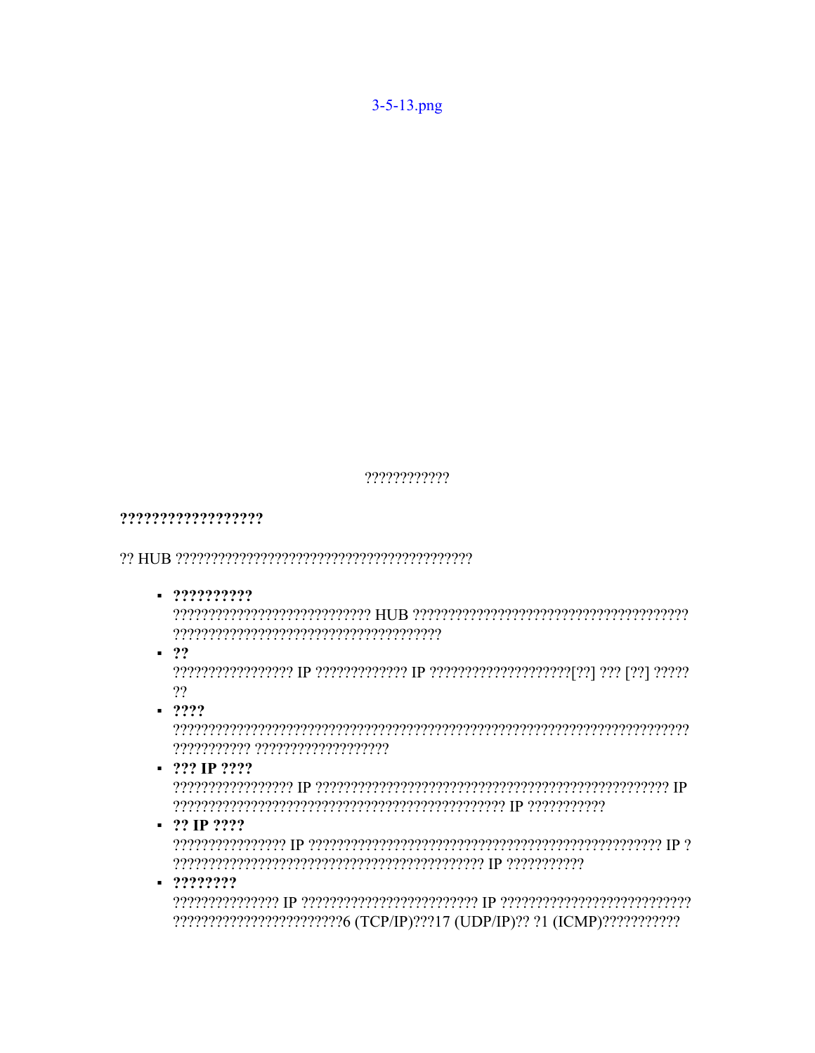3-5-13.png

????????????

**?????????????????**

?? HUB ?????????????????????????????????????????

- **?????????**
  ??????????????????????????? HUB ?????????????????????????????????????? ?????????????????????????????????????
- **??**
  ????????????????? IP ????????????? IP ????????????????????[??] ??? [??] ????? ??
- **????**
  ????????????????????????????????????????????????????????????????????? ??????????? ???????????????????
- **??? IP ????**
  ????????????????? IP ??????????????????????????????????????????????????? IP ??????????????????????????????????????????????? IP ???????????
- **?? IP ????**
  ???????????????? IP ??????????????????????????????????????????????????? IP ? ???????????????????????????????????????????? IP ???????????
- **???????**
  ??????????????? IP ???????????????????????? IP ??????????????????????????? ????????????????????????6 (TCP/IP)???17 (UDP/IP)?? ?1 (ICMP)???????????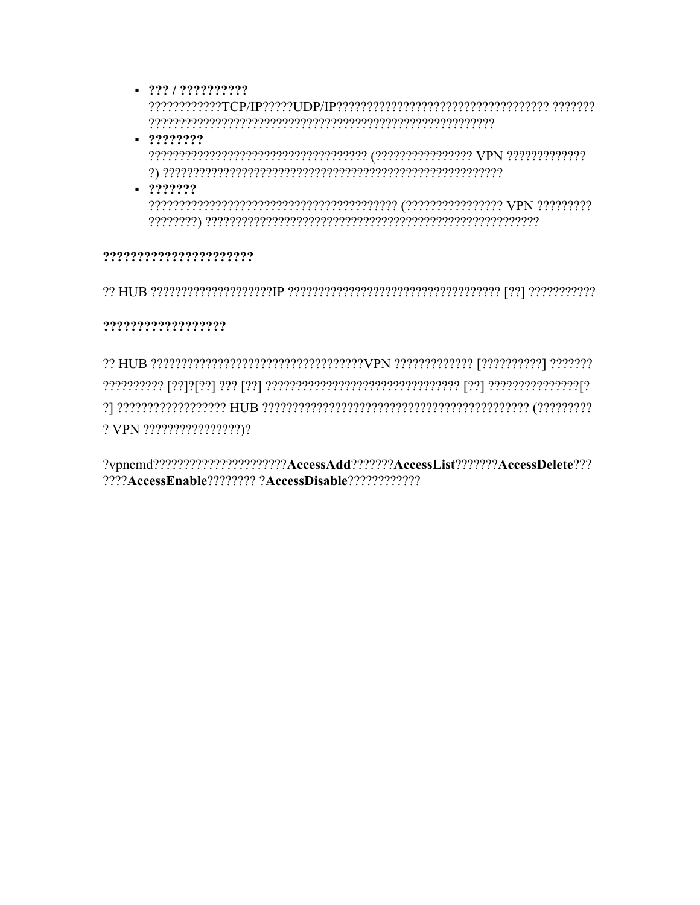- **??? / ??????????**
  ????????????TCP/IP?????UDP/IP???????????????????????????????????? ???????
  ?????????????????????????????????????????????????????????
- **????????**
  ???????????????????????????????????? (???????????????? VPN ?????????????
  ?) ?????????????????????????????????????????????????????
- **???????**
  ?????????????????????????????????????????? (???????????????? VPN ?????????
  ????????) ?????????????????????????????????????????????????????

### ??????????????????????

?? HUB ????????????????????IP ?????????????????????????????????? [??] ???????????

### ??????????????????

?? HUB ????????????????????????????????????VPN ????????????? [??????????] ???????
?????????? [??]?[??] ??? [??] ????????????????????????????????? [??] ???????????????[?
?] ?????????????????? HUB ?????????????????????????????????????????????? (?????????
? VPN ????????????????)?

?vpncmd??????????????????????**AccessAdd**???????**AccessList**???????**AccessDelete**???
????**AccessEnable**???????? ?**AccessDisable**????????????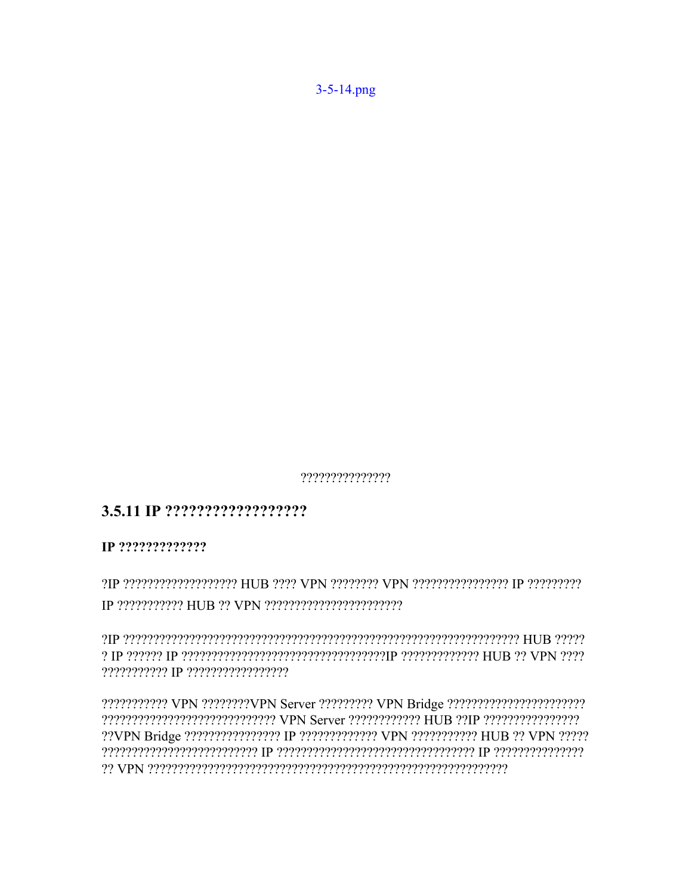3-5-14.png

???????????????

### 3.5.11 IP ??????????????????

**IP ?????????????**

?IP ??????????????????? HUB ???? VPN ???????? VPN ???????????????? IP ????????? IP ??????????? HUB ?? VPN ???????????????????????

?IP ?????????????????????????????????????????????????????????????????? HUB ?????? IP ?????? IP ??????????????????????????????????IP ????????????? HUB ?? VPN ????????????? IP ?????????????????

??????????? VPN ????????VPN Server ????????? VPN Bridge ????????????????????????????????????????????????????? VPN Server ???????????? HUB ??IP ??????????????????VPN Bridge ???????????????? IP ????????????? VPN ??????????? HUB ?? VPN ??????????????????????????????? IP ????????????????????????????????? IP ????????????????? VPN ?????????????????????????????????????????????????????????????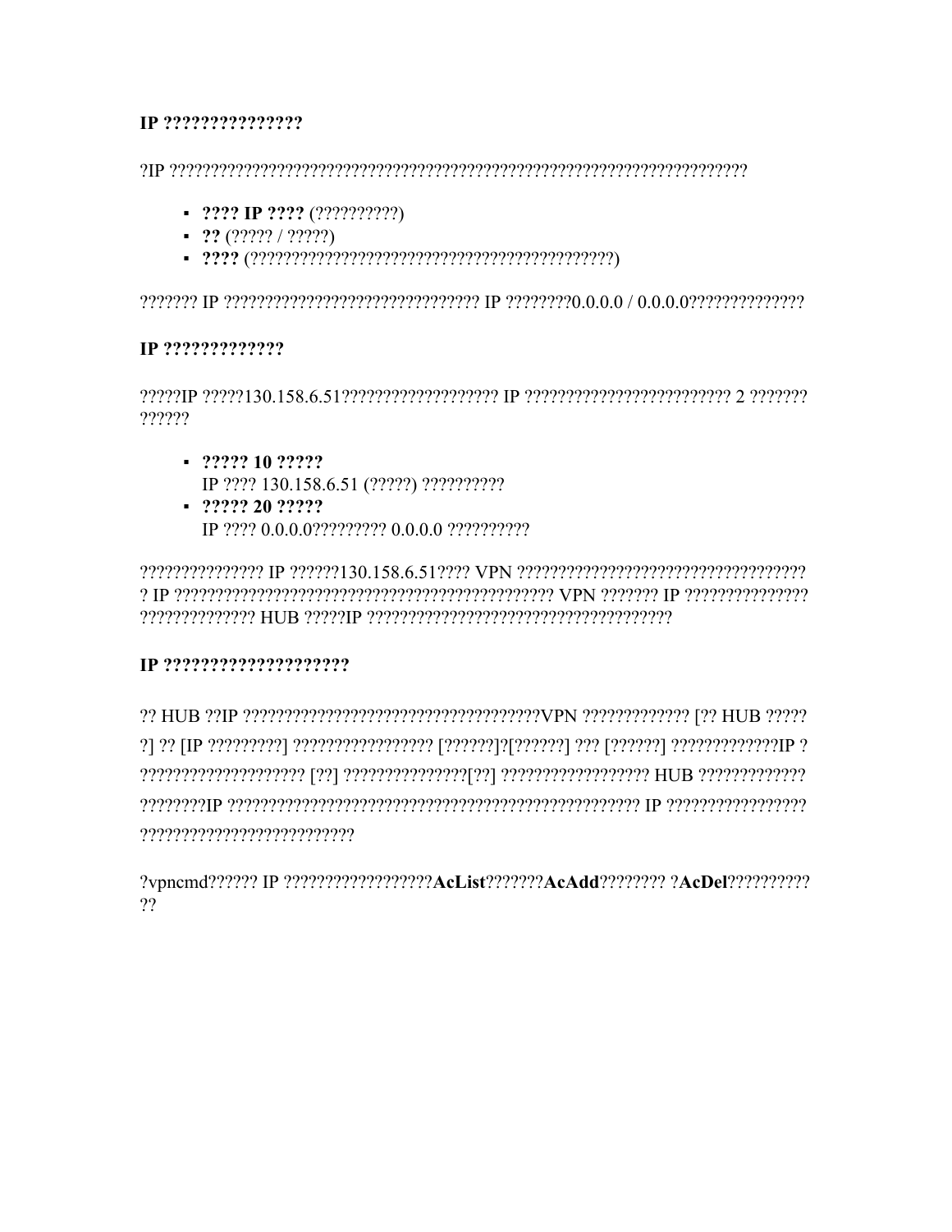**IP ???????????????**

?IP ?????????????????????????????????????????????????????????????????????

- **???? IP ????** (??????????)
- **??** (????? / ?????)
- **????** (????????????????????????????????????????????)

??????? IP ?????????????????????????????? IP ????????0.0.0.0 / 0.0.0.0??????????????

**IP ?????????????**

?????IP ?????130.158.6.51??????????????????? IP ????????????????????????? 2 ??????? ??????

- **????? 10 ?????**
  IP ???? 130.158.6.51 (?????) ??????????
- **????? 20 ?????**
  IP ???? 0.0.0.0????????? 0.0.0.0 ??????????

??????????????? IP ??????130.158.6.51???? VPN ?????????????????????????????????? ? IP ?????????????????????????????????????????????? VPN ??????? IP ??????????????? ?????????????? HUB ?????IP ??????????????????????????????????????

**IP ????????????????????**

?? HUB ??IP ?????????????????????????????????????VPN ????????????? [?? HUB ????? ?] ?? [IP ?????????] ????????????????? [??????]?[??????] ??? [??????] ?????????????IP ? ???????????????????? [??] ???????????????[??] ?????????????????? HUB ????????????? ????????IP ??????????????????????????????????????????????????? IP ????????????????? ??????????????????????????

?vpncmd?????? IP ??????????????????**AcList**???????**AcAdd**???????? ?**AcDel**?????????? ??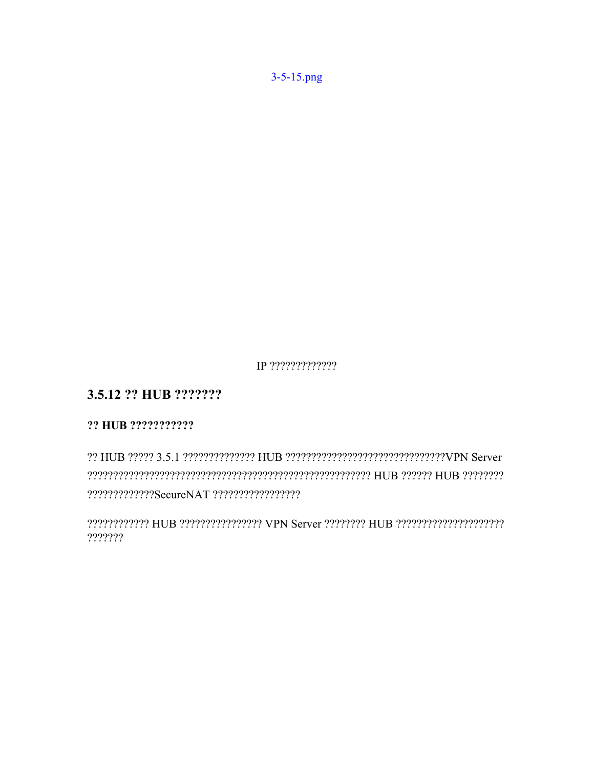3-5-15.png

IP ?????????????

## 3.5.12 ?? HUB ???????

### ?? HUB ???????????

?? HUB ????? 3.5.1 ?????????????? HUB ???????????????????????????????VPN Server ??????????????????????????????????????????????????????? HUB ?????? HUB ???????? ?????????????SecureNAT ?????????????????

???????????? HUB ???????????????? VPN Server ???????? HUB ????????????????????? ???????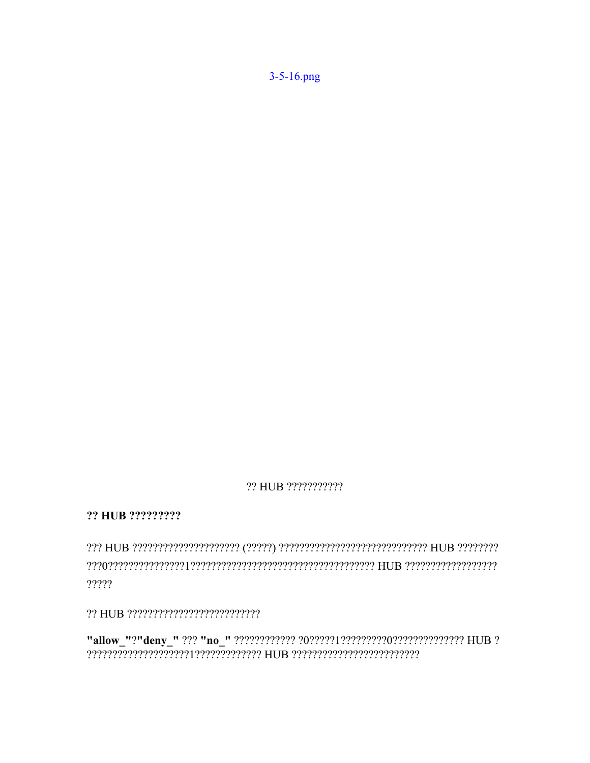3-5-16.png

?? HUB ???????????

**?? HUB ?????????**

??? HUB ????????????????????? (?????) ????????????????????????????? HUB ????????
???0????????????????1???????????????????????????????????? HUB ??????????????????
?????

?? HUB ??????????????????????????

**"allow_"**?**"deny_"** ??? **"no_"** ???????????? ?0?????1?????????0?????????????? HUB ?
????????????????????1????????????? HUB ?????????????????????????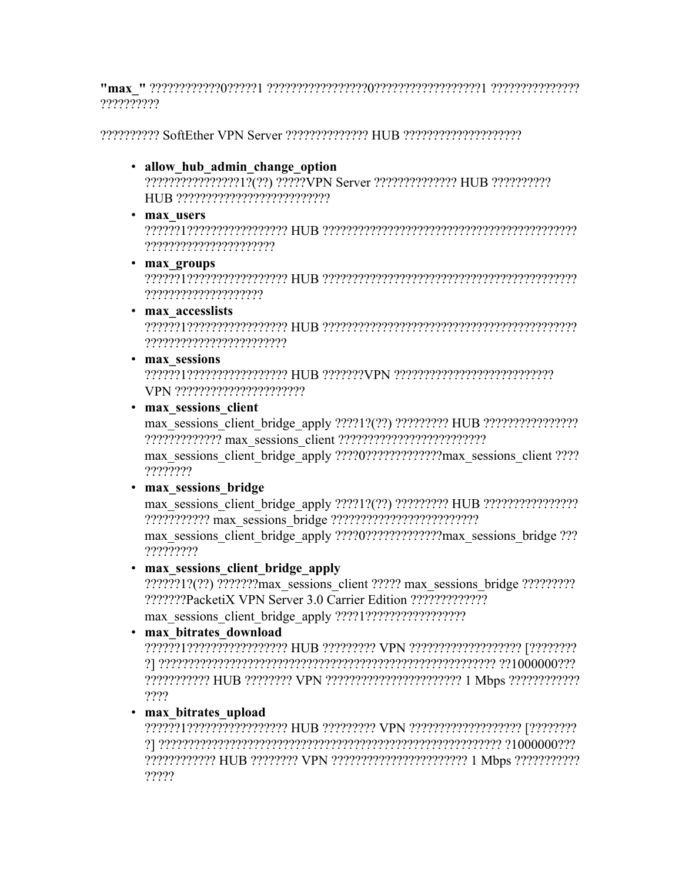**"max_"** ????????????0?????1 ?????????????????0??????????????????1 ??????????????? ??????????

?????????? SoftEther VPN Server ?????????????? HUB ????????????????????

- **allow_hub_admin_change_option**
  ????????????????1?(??) ?????VPN Server ?????????????? HUB ?????????? HUB ??????????????????????????
- **max_users**
  ??????1????????????????? HUB ???????????????????????????????????????????? ??????????????????????
- **max_groups**
  ??????1????????????????? HUB ???????????????????????????????????????????? ????????????????????
- **max_accesslists**
  ??????1????????????????? HUB ???????????????????????????????????????????? ????????????????????????
- **max_sessions**
  ??????1????????????????? HUB ???????VPN ?????????????????????????? VPN ?????????????????????
- **max_sessions_client**
  max_sessions_client_bridge_apply ????1?(??) ????????? HUB ???????????????? ????????????? max_sessions_client ???????????????????????? max_sessions_client_bridge_apply ????0?????????????max_sessions_client ???? ????????
- **max_sessions_bridge**
  max_sessions_client_bridge_apply ????1?(??) ????????? HUB ???????????????? ??????????? max_sessions_bridge ????????????????????????? max_sessions_client_bridge_apply ????0?????????????max_sessions_bridge ??? ?????????
- **max_sessions_client_bridge_apply**
  ??????1?(??) ???????max_sessions_client ????? max_sessions_bridge ????????? ???????PacketiX VPN Server 3.0 Carrier Edition ????????????? max_sessions_client_bridge_apply ????1?????????????????
- **max_bitrates_download**
  ??????1????????????????? HUB ????????? VPN ??????????????????? [???????? ?] ?????????????????????????????????????????????????????????? ??1000000??? ??????????? HUB ???????? VPN ?????????????????????? 1 Mbps ???????????? ????
- **max_bitrates_upload**
  ??????1????????????????? HUB ????????? VPN ??????????????????? [???????? ?] ?????????????????????????????????????????????????????????? ?1000000??? ???????????? HUB ???????? VPN ?????????????????????? 1 Mbps ??????????? ?????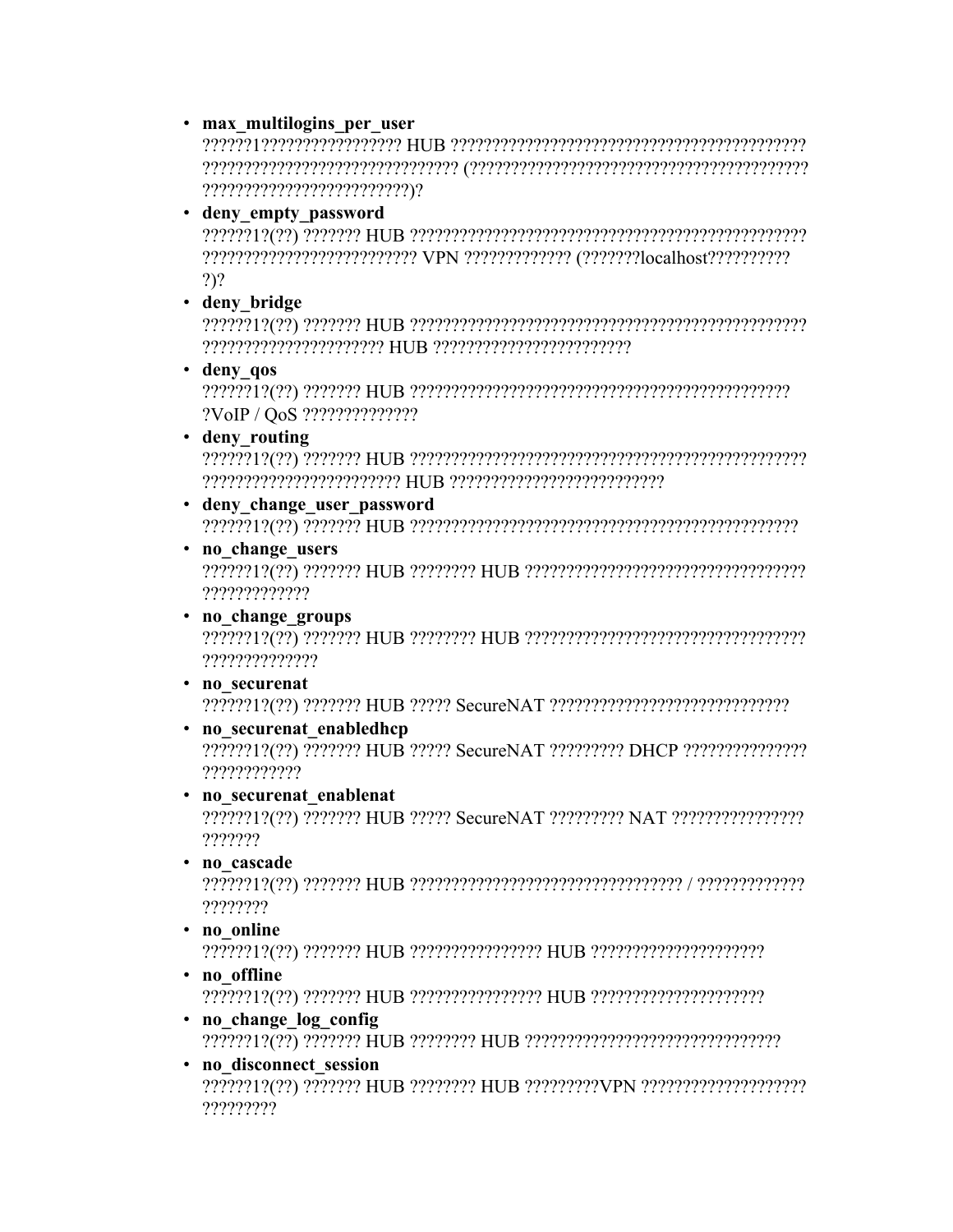- **max_multilogins_per_user**
  ??????1????????????????? HUB ???????????????????????????????????????????? ?????????????????????????????? (?????????????????????????????????????????? ?????????????????????????)?
- **deny_empty_password**
  ??????1?(??) ??????? HUB ?????????????????????????????????????????????????? ????????????????????????? VPN ????????????? (???????localhost?????????? ?)?
- **deny_bridge**
  ??????1?(??) ??????? HUB ?????????????????????????????????????????????????? ?????????????????????? HUB ????????????????????????
- **deny_qos**
  ??????1?(??) ??????? HUB ??????????????????????????????????????????????? ?VoIP / QoS ??????????????
- **deny_routing**
  ??????1?(??) ??????? HUB ?????????????????????????????????????????????????? ???????????????????????? HUB ??????????????????????????
- **deny_change_user_password**
  ??????1?(??) ??????? HUB ????????????????????????????????????????????????
- **no_change_users**
  ??????1?(??) ??????? HUB ???????? HUB ?????????????????????????????????? ?????????????
- **no_change_groups**
  ??????1?(??) ??????? HUB ???????? HUB ?????????????????????????????????? ??????????????
- **no_securenat**
  ??????1?(??) ??????? HUB ????? SecureNAT ?????????????????????????????
- **no_securenat_enabledhcp**
  ??????1?(??) ??????? HUB ????? SecureNAT ????????? DHCP ??????????????? ????????????
- **no_securenat_enablenat**
  ??????1?(??) ??????? HUB ????? SecureNAT ????????? NAT ???????????????? ???????
- **no_cascade**
  ??????1?(??) ??????? HUB ????????????????????????????????? / ????????????? ????????
- **no_online**
  ??????1?(??) ??????? HUB ???????????????? HUB ?????????????????????
- **no_offline**
  ??????1?(??) ??????? HUB ???????????????? HUB ?????????????????????
- **no_change_log_config**
  ??????1?(??) ??????? HUB ???????? HUB ???????????????????????????????
- **no_disconnect_session**
  ??????1?(??) ??????? HUB ???????? HUB ?????????VPN ??????????????????? ?????????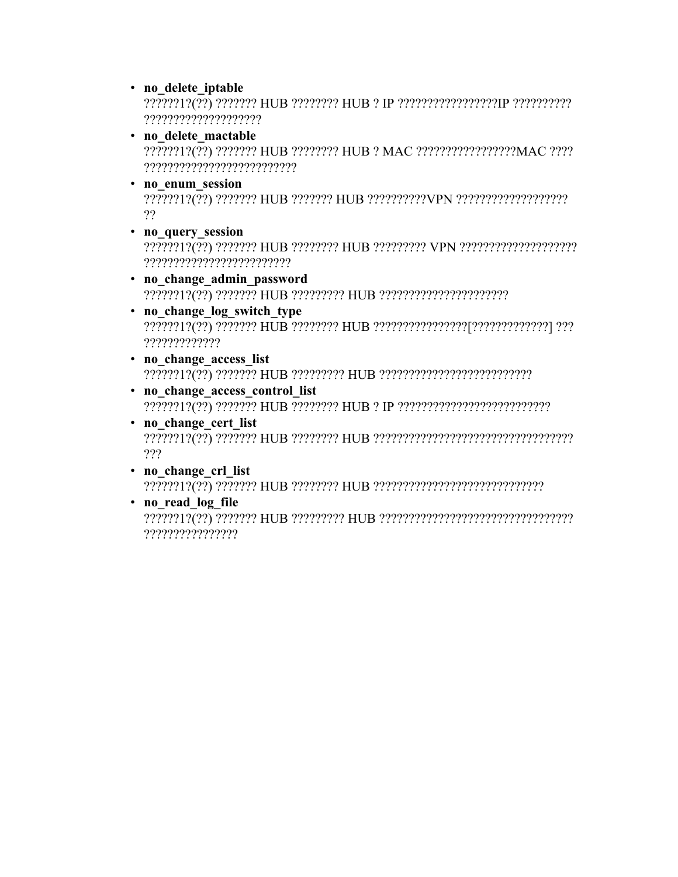- **no_delete_iptable**
  ??????1?(??) ??????? HUB ???????? HUB ? IP ?????????????????IP ??????????
  ???????????????????
- **no_delete_mactable**
  ??????1?(??) ??????? HUB ???????? HUB ? MAC ?????????????????MAC ????
  ?????????????????????????
- **no_enum_session**
  ??????1?(??) ??????? HUB ??????? HUB ??????????VPN ??????????????????
  ??
- **no_query_session**
  ??????1?(??) ??????? HUB ???????? HUB ????????? VPN ???????????????????
  ?????????????????????????
- **no_change_admin_password**
  ??????1?(??) ??????? HUB ????????? HUB ??????????????????????
- **no_change_log_switch_type**
  ??????1?(??) ??????? HUB ???????? HUB ????????????????[?????????????] ???
  ?????????????
- **no_change_access_list**
  ??????1?(??) ??????? HUB ????????? HUB ??????????????????????????
- **no_change_access_control_list**
  ??????1?(??) ??????? HUB ???????? HUB ? IP ??????????????????????????
- **no_change_cert_list**
  ??????1?(??) ??????? HUB ???????? HUB ??????????????????????????????????
  ???
- **no_change_crl_list**
  ??????1?(??) ??????? HUB ???????? HUB ?????????????????????????????
- **no_read_log_file**
  ??????1?(??) ??????? HUB ????????? HUB ?????????????????????????????????
  ????????????????